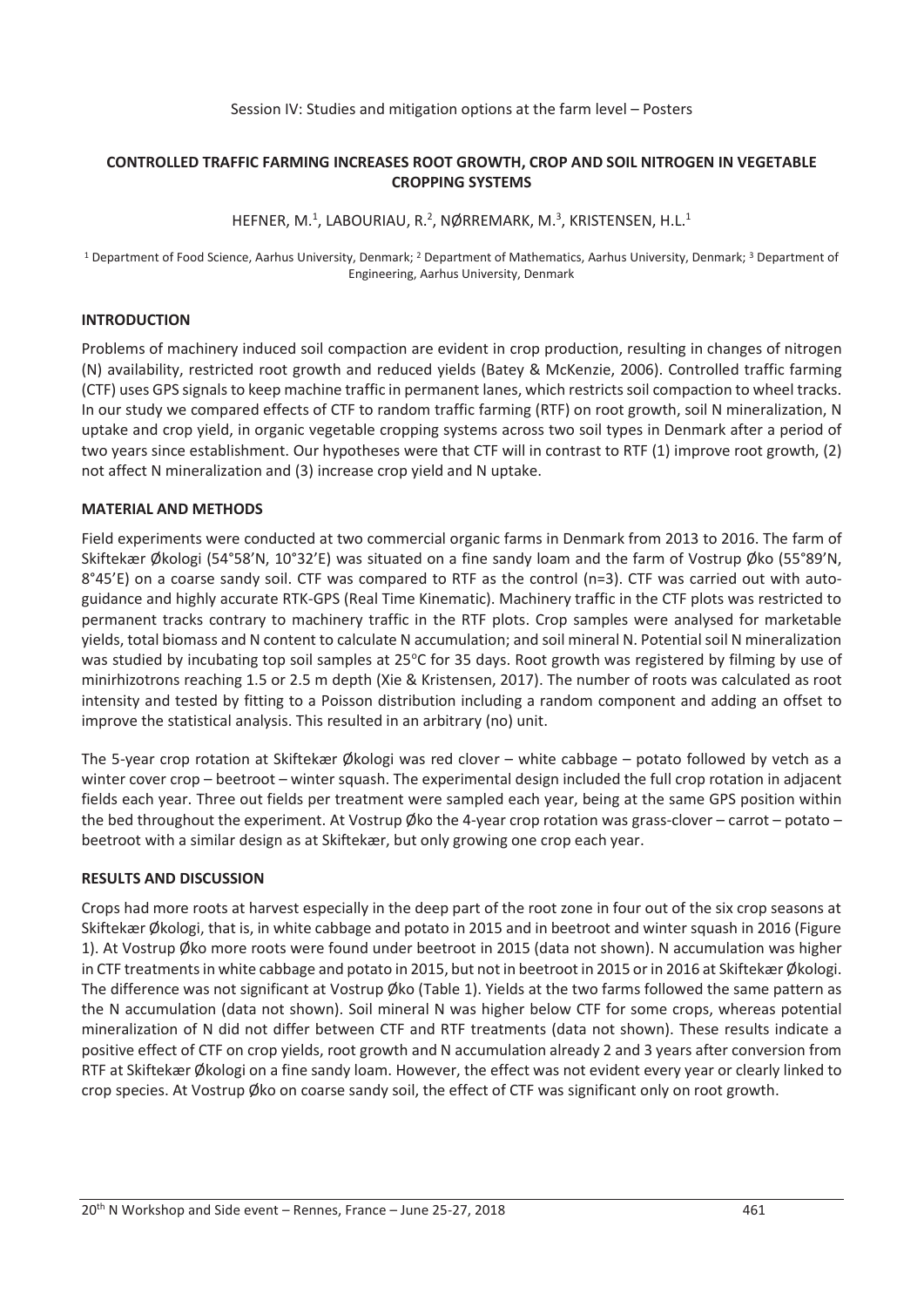Session IV: Studies and mitigation options at the farm level – Posters

## CONTROLLED TRAFFIC FARMING INCREASES ROOT GROWTH, CROP AND SOIL NITROGEN IN VEGETABLE CROPPING SYSTEMS

HEFNER, M.[1], LABOURIAU, R.[2], NØRREMARK, M.[3], KRISTENSEN, H.L.[1]

[1] Department of Food Science, Aarhus University, Denmark; [2] Department of Mathematics, Aarhus University, Denmark; [3] Department of Engineering, Aarhus University, Denmark

### INTRODUCTION

Problems of machinery induced soil compaction are evident in crop production, resulting in changes of nitrogen (N) availability, restricted root growth and reduced yields (Batey & McKenzie, 2006). Controlled traffic farming (CTF) uses GPS signals to keep machine traffic in permanent lanes, which restricts soil compaction to wheel tracks. In our study we compared effects of CTF to random traffic farming (RTF) on root growth, soil N mineralization, N uptake and crop yield, in organic vegetable cropping systems across two soil types in Denmark after a period of two years since establishment. Our hypotheses were that CTF will in contrast to RTF (1) improve root growth, (2) not affect N mineralization and (3) increase crop yield and N uptake.

### MATERIAL AND METHODS

Field experiments were conducted at two commercial organic farms in Denmark from 2013 to 2016. The farm of Skiftekær Økologi (54°58’N, 10°32’E) was situated on a fine sandy loam and the farm of Vostrup Øko (55°89’N, 8°45’E) on a coarse sandy soil. CTF was compared to RTF as the control (n=3). CTF was carried out with auto-guidance and highly accurate RTK-GPS (Real Time Kinematic). Machinery traffic in the CTF plots was restricted to permanent tracks contrary to machinery traffic in the RTF plots. Crop samples were analysed for marketable yields, total biomass and N content to calculate N accumulation; and soil mineral N. Potential soil N mineralization was studied by incubating top soil samples at 25°C for 35 days. Root growth was registered by filming by use of minirhizotrons reaching 1.5 or 2.5 m depth (Xie & Kristensen, 2017). The number of roots was calculated as root intensity and tested by fitting to a Poisson distribution including a random component and adding an offset to improve the statistical analysis. This resulted in an arbitrary (no) unit.

The 5-year crop rotation at Skiftekær Økologi was red clover – white cabbage – potato followed by vetch as a winter cover crop – beetroot – winter squash. The experimental design included the full crop rotation in adjacent fields each year. Three out fields per treatment were sampled each year, being at the same GPS position within the bed throughout the experiment. At Vostrup Øko the 4-year crop rotation was grass-clover – carrot – potato – beetroot with a similar design as at Skiftekær, but only growing one crop each year.

### RESULTS AND DISCUSSION

Crops had more roots at harvest especially in the deep part of the root zone in four out of the six crop seasons at Skiftekær Økologi, that is, in white cabbage and potato in 2015 and in beetroot and winter squash in 2016 (Figure 1). At Vostrup Øko more roots were found under beetroot in 2015 (data not shown). N accumulation was higher in CTF treatments in white cabbage and potato in 2015, but not in beetroot in 2015 or in 2016 at Skiftekær Økologi. The difference was not significant at Vostrup Øko (Table 1). Yields at the two farms followed the same pattern as the N accumulation (data not shown). Soil mineral N was higher below CTF for some crops, whereas potential mineralization of N did not differ between CTF and RTF treatments (data not shown). These results indicate a positive effect of CTF on crop yields, root growth and N accumulation already 2 and 3 years after conversion from RTF at Skiftekær Økologi on a fine sandy loam. However, the effect was not evident every year or clearly linked to crop species. At Vostrup Øko on coarse sandy soil, the effect of CTF was significant only on root growth.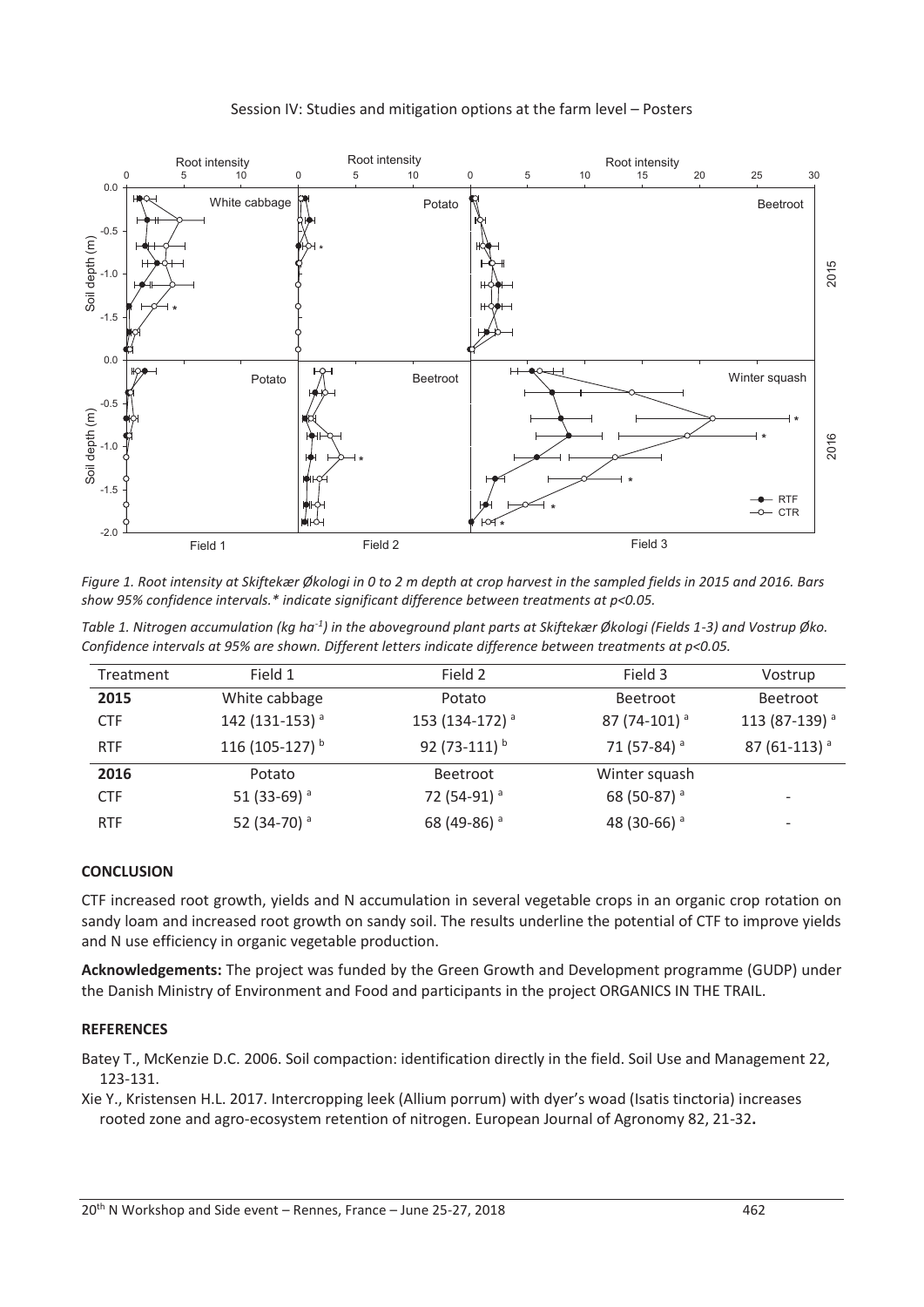Root intensity

0 5 10 0 5 10 0 5 10 15 20 25 30

Soil depth (m)

0.0 -0.5 -1.0 -1.5 -2.0

White cabbage

Potato

Beetroot

2015

Potato

Beetroot

Winter squash

2016

RTF

CTR

Field 1

Field 2

Field 3

*Figure 1. Root intensity at Skiftekær Økologi in 0 to 2 m depth at crop harvest in the sampled fields in 2015 and 2016. Bars show 95% confidence intervals.* indicate significant difference between treatments at p<0.05.*

*Table 1. Nitrogen accumulation (kg ha$^{-1}$) in the aboveground plant parts at Skiftekær Økologi (Fields 1-3) and Vostrup Øko. Confidence intervals at 95% are shown. Different letters indicate difference between treatments at p<0.05.*

| Treatment | Field 1 | Field 2 | Field 3 | Vostrup |
|---|---|---|---|---|
| **2015** | White cabbage | Potato | Beetroot | Beetroot |
| CTF | 142 (131-153) $^{a}$ | 153 (134-172) $^{a}$ | 87 (74-101) $^{a}$ | 113 (87-139) $^{a}$ |
| RTF | 116 (105-127) $^{b}$ | 92 (73-111) $^{b}$ | 71 (57-84) $^{a}$ | 87 (61-113) $^{a}$ |
| **2016** | Potato | Beetroot | Winter squash | |
| CTF | 51 (33-69) $^{a}$ | 72 (54-91) $^{a}$ | 68 (50-87) $^{a}$ | - |
| RTF | 52 (34-70) $^{a}$ | 68 (49-86) $^{a}$ | 48 (30-66) $^{a}$ | - |

## CONCLUSION

CTF increased root growth, yields and N accumulation in several vegetable crops in an organic crop rotation on sandy loam and increased root growth on sandy soil. The results underline the potential of CTF to improve yields and N use efficiency in organic vegetable production.

**Acknowledgements:** The project was funded by the Green Growth and Development programme (GUDP) under the Danish Ministry of Environment and Food and participants in the project ORGANICS IN THE TRAIL.

## REFERENCES

Batey T., McKenzie D.C. 2006. Soil compaction: identification directly in the field. Soil Use and Management 22, 123-131.

Xie Y., Kristensen H.L. 2017. Intercropping leek (Allium porrum) with dyer's woad (Isatis tinctoria) increases rooted zone and agro-ecosystem retention of nitrogen. European Journal of Agronomy 82, 21-32**.**